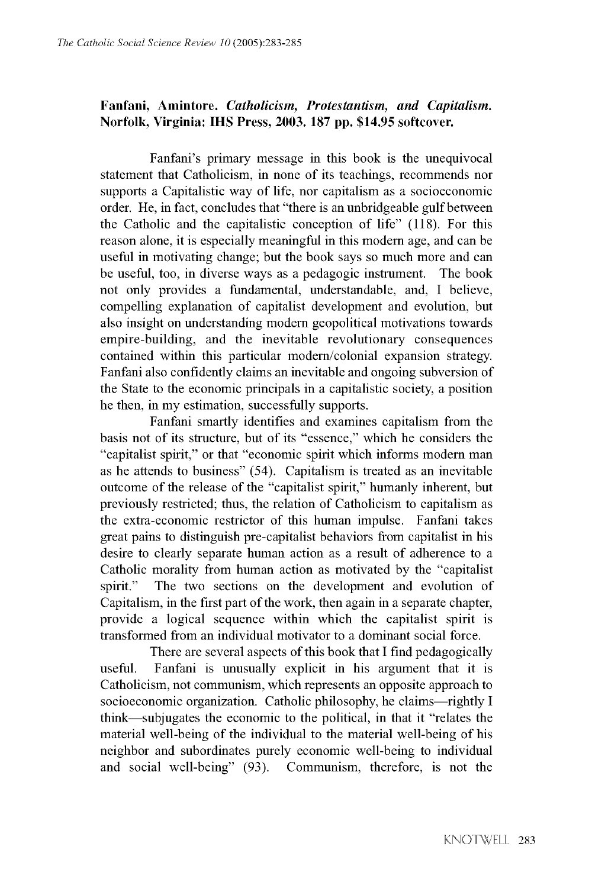**Fanfani, Amintore. *Catholicism, Protestantism, and Capitalism.* Norfolk, Virginia: IHS Press, 2003. 187 pp. $14.95 softcover.**

Fanfani's primary message in this book is the unequivocal statement that Catholicism, in none of its teachings, recommends nor supports a Capitalistic way of life, nor capitalism as a socioeconomic order. He, in fact, concludes that "there is an unbridgeable gulf between the Catholic and the capitalistic conception of life" (118). For this reason alone, it is especially meaningful in this modern age, and can be useful in motivating change; but the book says so much more and can be useful, too, in diverse ways as a pedagogic instrument. The book not only provides a fundamental, understandable, and, I believe, compelling explanation of capitalist development and evolution, but also insight on understanding modern geopolitical motivations towards empire-building, and the inevitable revolutionary consequences contained within this particular modern/colonial expansion strategy. Fanfani also confidently claims an inevitable and ongoing subversion of the State to the economic principals in a capitalistic society, a position he then, in my estimation, successfully supports.

Fanfani smartly identifies and examines capitalism from the basis not of its structure, but of its "essence," which he considers the "capitalist spirit," or that "economic spirit which informs modern man as he attends to business" (54). Capitalism is treated as an inevitable outcome of the release of the "capitalist spirit," humanly inherent, but previously restricted; thus, the relation of Catholicism to capitalism as the extra-economic restrictor of this human impulse. Fanfani takes great pains to distinguish pre-capitalist behaviors from capitalist in his desire to clearly separate human action as a result of adherence to a Catholic morality from human action as motivated by the "capitalist spirit." The two sections on the development and evolution of Capitalism, in the first part of the work, then again in a separate chapter, provide a logical sequence within which the capitalist spirit is transformed from an individual motivator to a dominant social force.

There are several aspects of this book that I find pedagogically useful. Fanfani is unusually explicit in his argument that it is Catholicism, not communism, which represents an opposite approach to socioeconomic organization. Catholic philosophy, he claims—rightly I think—subjugates the economic to the political, in that it "relates the material well-being of the individual to the material well-being of his neighbor and subordinates purely economic well-being to individual and social well-being" (93). Communism, therefore, is not the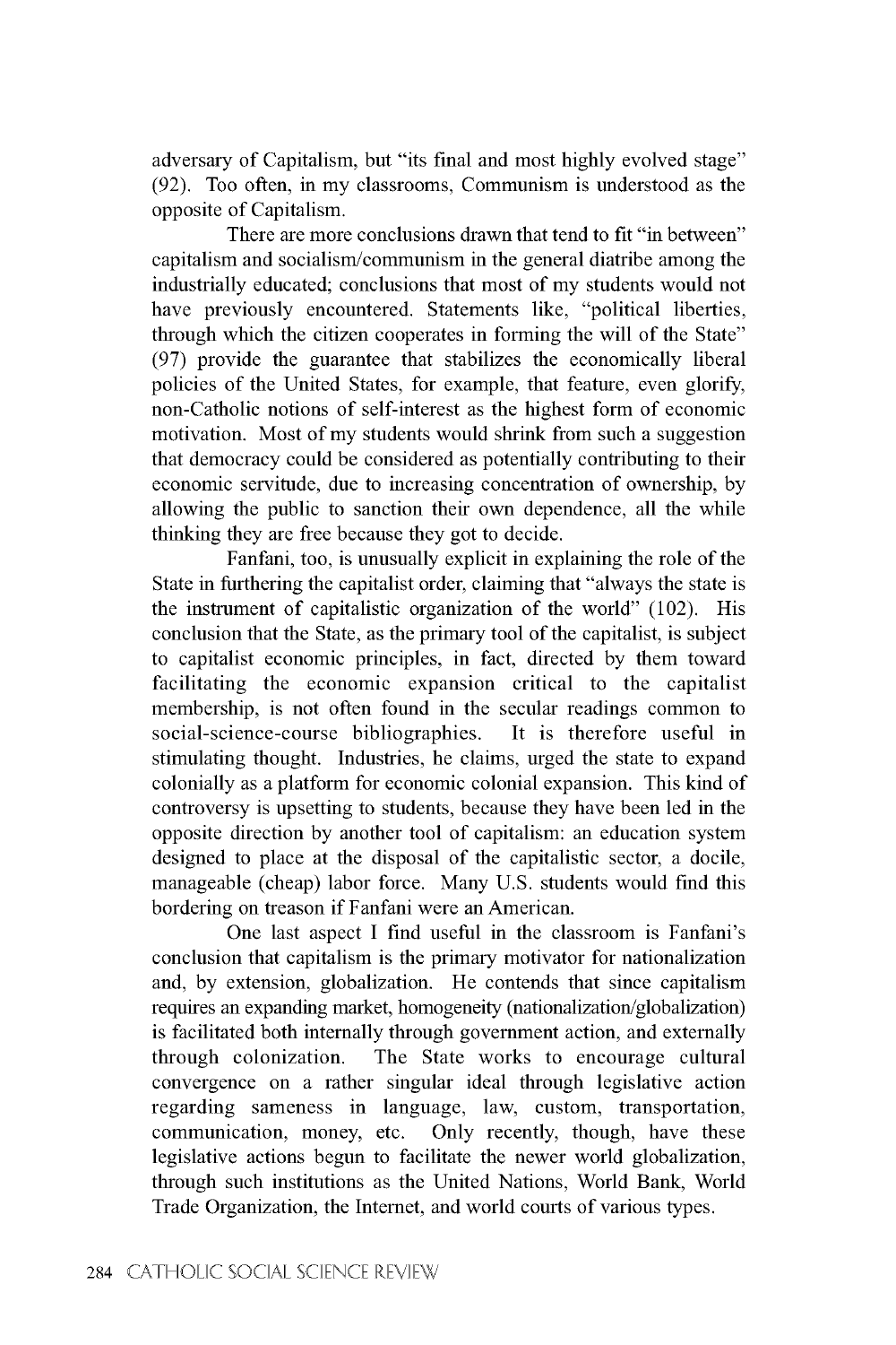adversary of Capitalism, but "its final and most highly evolved stage" (92). Too often, in my classrooms, Communism is understood as the opposite of Capitalism.

There are more conclusions drawn that tend to fit "in between" capitalism and socialism/communism in the general diatribe among the industrially educated; conclusions that most of my students would not have previously encountered. Statements like, "political liberties, through which the citizen cooperates in forming the will of the State" (97) provide the guarantee that stabilizes the economically liberal policies of the United States, for example, that feature, even glorify, non-Catholic notions of self-interest as the highest form of economic motivation. Most of my students would shrink from such a suggestion that democracy could be considered as potentially contributing to their economic servitude, due to increasing concentration of ownership, by allowing the public to sanction their own dependence, all the while thinking they are free because they got to decide.

Fanfani, too, is unusually explicit in explaining the role of the State in furthering the capitalist order, claiming that "always the state is the instrument of capitalistic organization of the world" (102). His conclusion that the State, as the primary tool of the capitalist, is subject to capitalist economic principles, in fact, directed by them toward facilitating the economic expansion critical to the capitalist membership, is not often found in the secular readings common to social-science-course bibliographies. It is therefore useful in stimulating thought. Industries, he claims, urged the state to expand colonially as a platform for economic colonial expansion. This kind of controversy is upsetting to students, because they have been led in the opposite direction by another tool of capitalism: an education system designed to place at the disposal of the capitalistic sector, a docile, manageable (cheap) labor force. Many U.S. students would find this bordering on treason if Fanfani were an American.

One last aspect I find useful in the classroom is Fanfani's conclusion that capitalism is the primary motivator for nationalization and, by extension, globalization. He contends that since capitalism requires an expanding market, homogeneity (nationalization/globalization) is facilitated both internally through government action, and externally through colonization. The State works to encourage cultural convergence on a rather singular ideal through legislative action regarding sameness in language, law, custom, transportation, communication, money, etc. Only recently, though, have these legislative actions begun to facilitate the newer world globalization, through such institutions as the United Nations, World Bank, World Trade Organization, the Internet, and world courts of various types.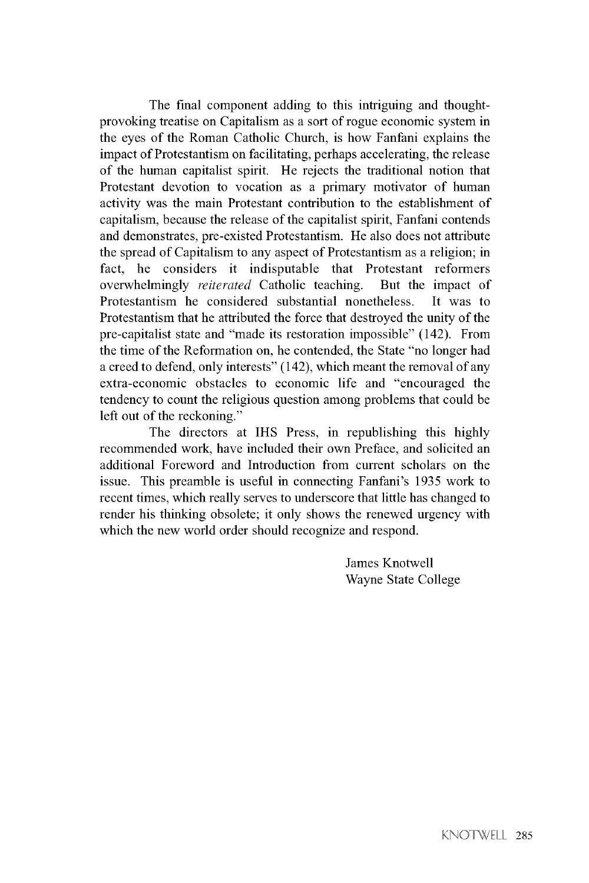The final component adding to this intriguing and thought-provoking treatise on Capitalism as a sort of rogue economic system in the eyes of the Roman Catholic Church, is how Fanfani explains the impact of Protestantism on facilitating, perhaps accelerating, the release of the human capitalist spirit. He rejects the traditional notion that Protestant devotion to vocation as a primary motivator of human activity was the main Protestant contribution to the establishment of capitalism, because the release of the capitalist spirit, Fanfani contends and demonstrates, pre-existed Protestantism. He also does not attribute the spread of Capitalism to any aspect of Protestantism as a religion; in fact, he considers it indisputable that Protestant reformers overwhelmingly *reiterated* Catholic teaching. But the impact of Protestantism he considered substantial nonetheless. It was to Protestantism that he attributed the force that destroyed the unity of the pre-capitalist state and "made its restoration impossible" (142). From the time of the Reformation on, he contended, the State "no longer had a creed to defend, only interests" (142), which meant the removal of any extra-economic obstacles to economic life and "encouraged the tendency to count the religious question among problems that could be left out of the reckoning."

The directors at IHS Press, in republishing this highly recommended work, have included their own Preface, and solicited an additional Foreword and Introduction from current scholars on the issue. This preamble is useful in connecting Fanfani's 1935 work to recent times, which really serves to underscore that little has changed to render his thinking obsolete; it only shows the renewed urgency with which the new world order should recognize and respond.

James Knotwell
Wayne State College